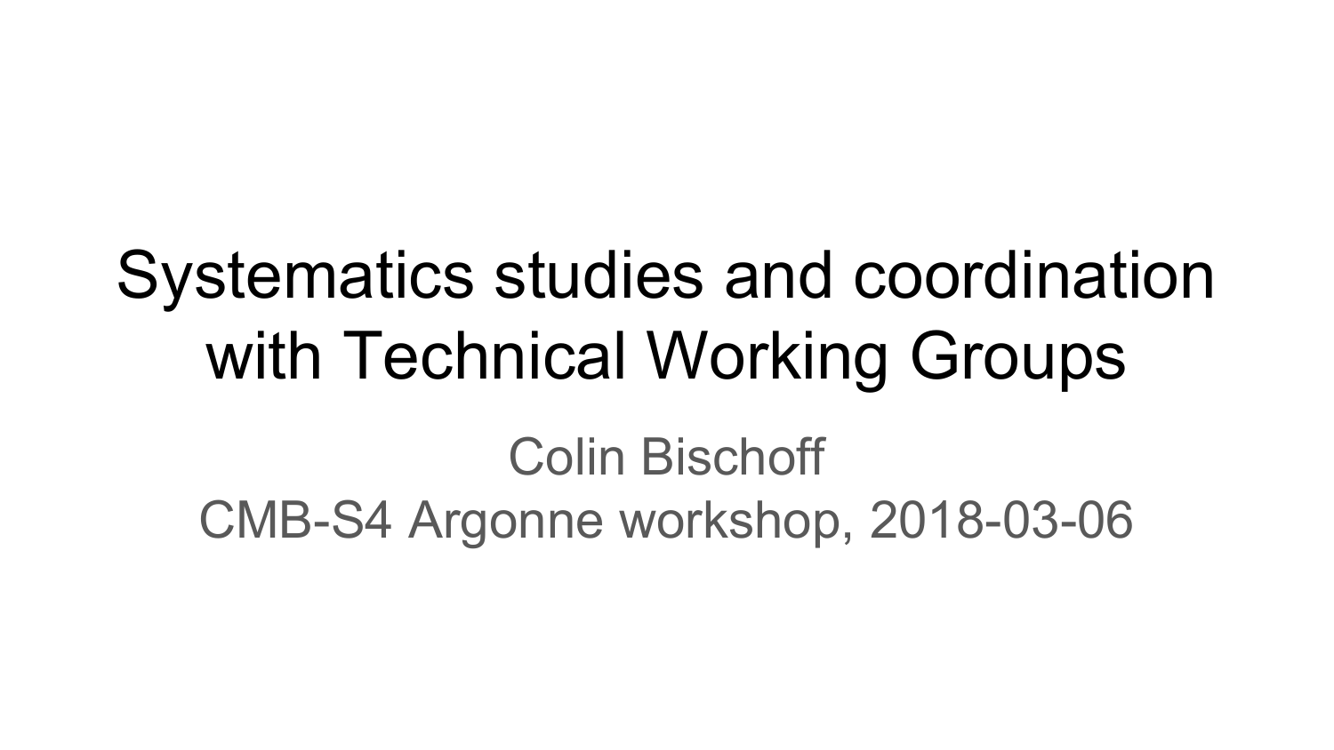# Systematics studies and coordination with Technical Working Groups

Colin Bischoff

CMB-S4 Argonne workshop, 2018-03-06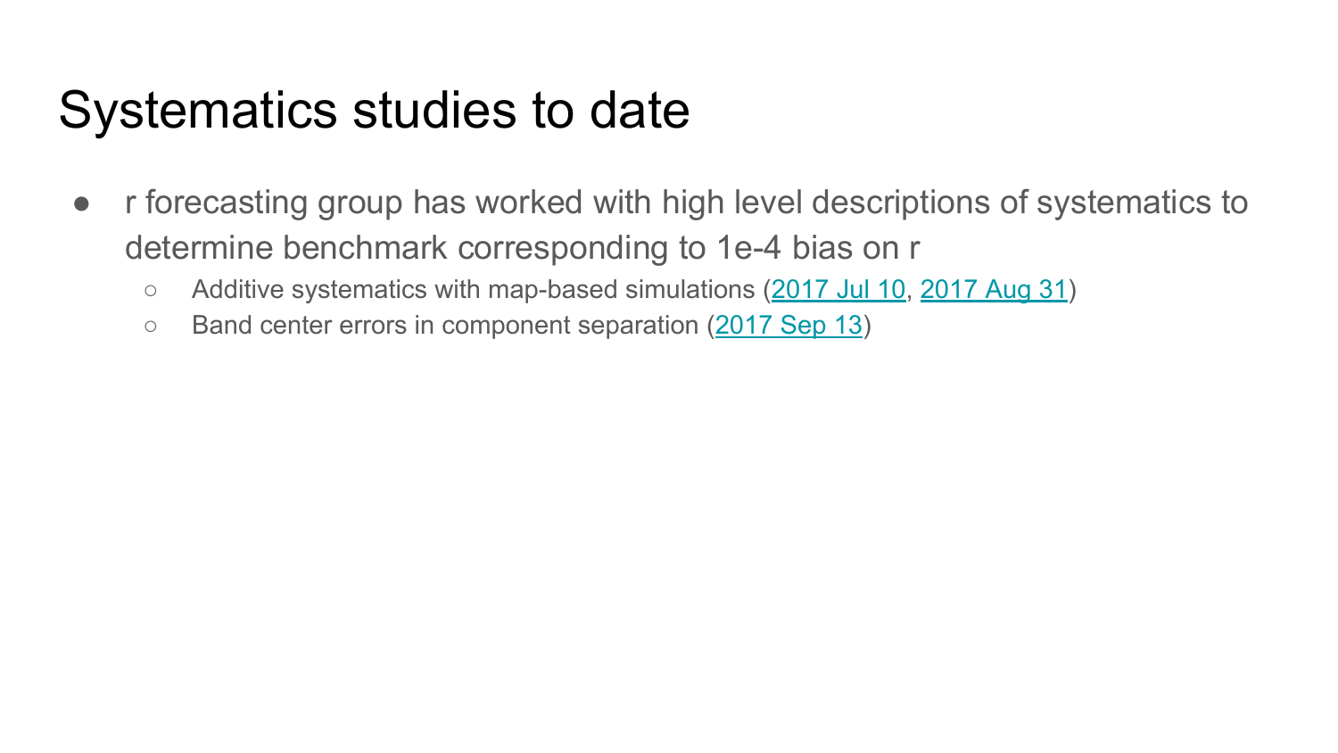# Systematics studies to date

- r forecasting group has worked with high level descriptions of systematics to determine benchmark corresponding to 1e-4 bias on r
  - Additive systematics with map-based simulations (2017 Jul 10, 2017 Aug 31)
  - Band center errors in component separation (2017 Sep 13)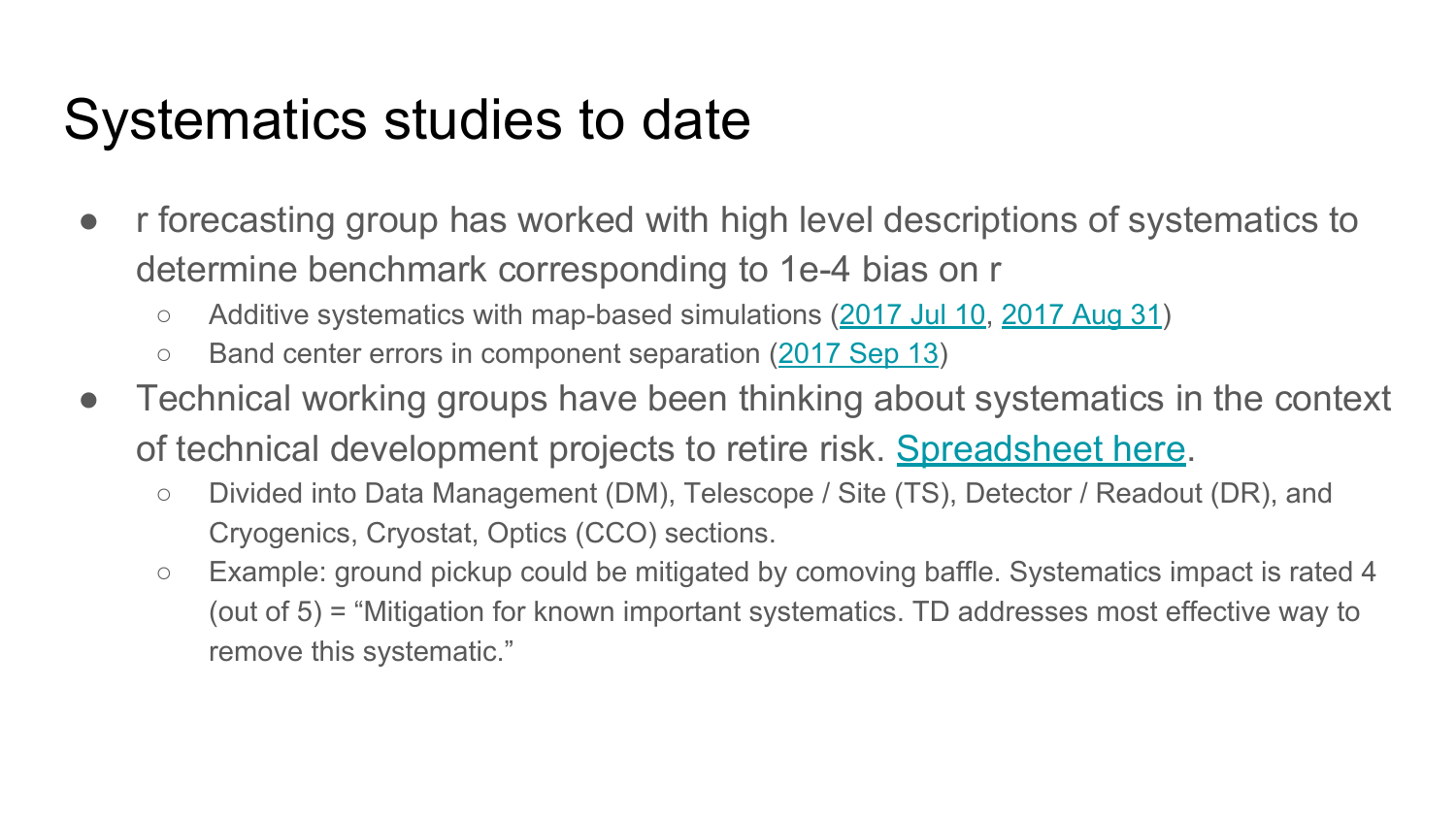# Systematics studies to date

- r forecasting group has worked with high level descriptions of systematics to determine benchmark corresponding to 1e-4 bias on r
  - Additive systematics with map-based simulations (2017 Jul 10, 2017 Aug 31)
  - Band center errors in component separation (2017 Sep 13)
- Technical working groups have been thinking about systematics in the context of technical development projects to retire risk. Spreadsheet here.
  - Divided into Data Management (DM), Telescope / Site (TS), Detector / Readout (DR), and Cryogenics, Cryostat, Optics (CCO) sections.
  - Example: ground pickup could be mitigated by comoving baffle. Systematics impact is rated 4 (out of 5) = “Mitigation for known important systematics. TD addresses most effective way to remove this systematic.”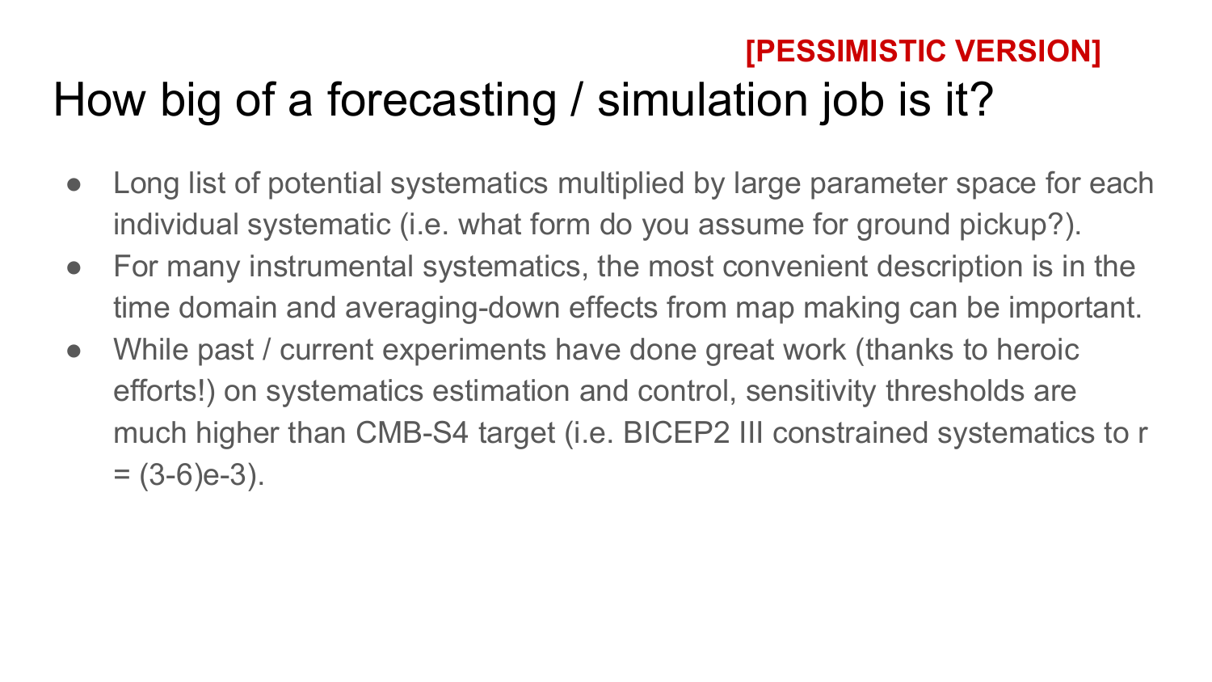**[PESSIMISTIC VERSION]**

# How big of a forecasting / simulation job is it?

- Long list of potential systematics multiplied by large parameter space for each individual systematic (i.e. what form do you assume for ground pickup?).
- For many instrumental systematics, the most convenient description is in the time domain and averaging-down effects from map making can be important.
- While past / current experiments have done great work (thanks to heroic efforts!) on systematics estimation and control, sensitivity thresholds are much higher than CMB-S4 target (i.e. BICEP2 III constrained systematics to $r = (3\text{-}6)\text{e-}3$).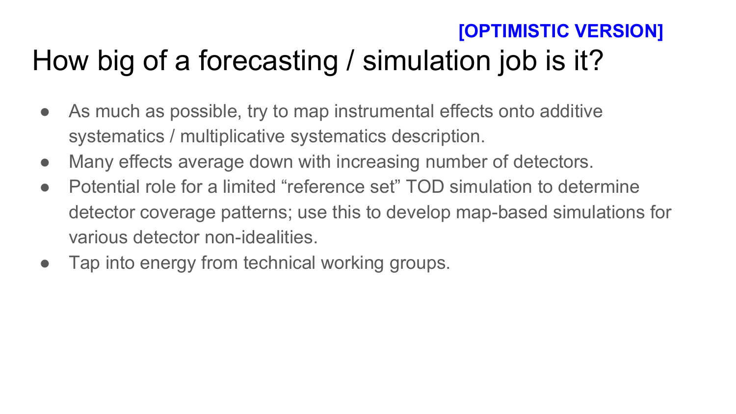**[OPTIMISTIC VERSION]**

# How big of a forecasting / simulation job is it?

- As much as possible, try to map instrumental effects onto additive systematics / multiplicative systematics description.
- Many effects average down with increasing number of detectors.
- Potential role for a limited "reference set" TOD simulation to determine detector coverage patterns; use this to develop map-based simulations for various detector non-idealities.
- Tap into energy from technical working groups.